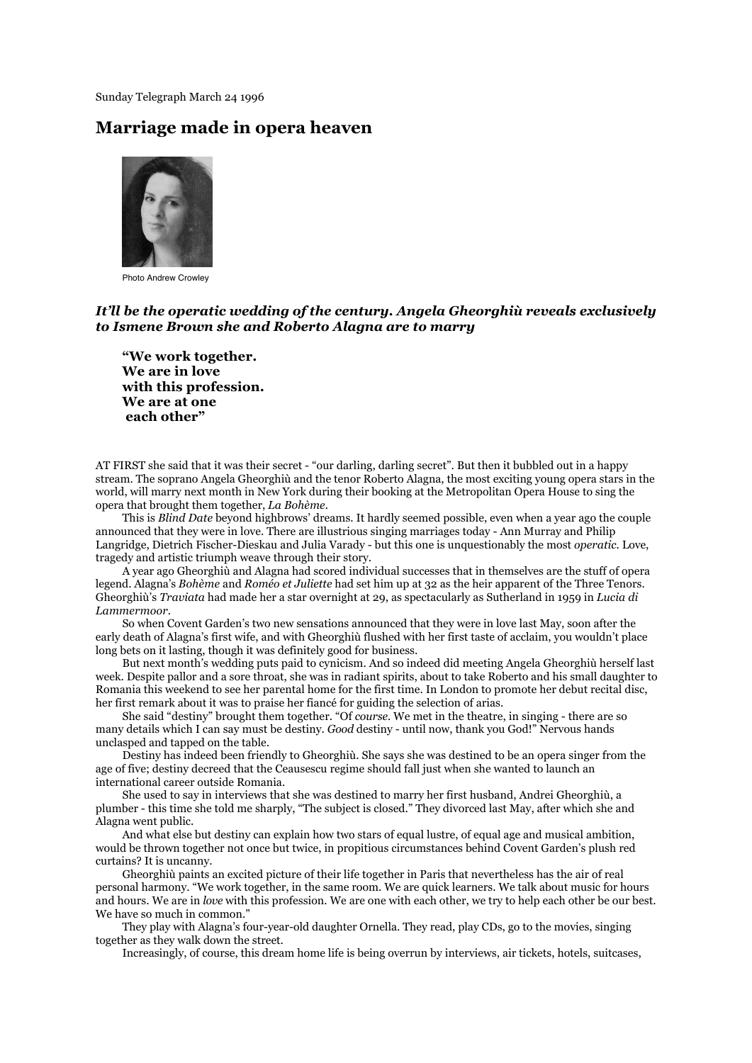Sunday Telegraph March 24 1996

# Marriage made in opera heaven

Photo Andrew Crowley

***It'll be the operatic wedding of the century. Angela Gheorghiù reveals exclusively to Ismene Brown she and Roberto Alagna are to marry***

> **"We work together.
> We are in love
> with this profession.
> We are at one
> each other"**

AT FIRST she said that it was their secret - "our darling, darling secret". But then it bubbled out in a happy stream. The soprano Angela Gheorghiù and the tenor Roberto Alagna, the most exciting young opera stars in the world, will marry next month in New York during their booking at the Metropolitan Opera House to sing the opera that brought them together, *La Bohème*.

This is *Blind Date* beyond highbrows' dreams. It hardly seemed possible, even when a year ago the couple announced that they were in love. There are illustrious singing marriages today - Ann Murray and Philip Langridge, Dietrich Fischer-Dieskau and Julia Varady - but this one is unquestionably the most *operatic*. Love, tragedy and artistic triumph weave through their story.

A year ago Gheorghiù and Alagna had scored individual successes that in themselves are the stuff of opera legend. Alagna's *Bohème* and *Roméo et Juliette* had set him up at 32 as the heir apparent of the Three Tenors. Gheorghiù's *Traviata* had made her a star overnight at 29, as spectacularly as Sutherland in 1959 in *Lucia di Lammermoor*.

So when Covent Garden's two new sensations announced that they were in love last May, soon after the early death of Alagna's first wife, and with Gheorghiù flushed with her first taste of acclaim, you wouldn't place long bets on it lasting, though it was definitely good for business.

But next month's wedding puts paid to cynicism. And so indeed did meeting Angela Gheorghiù herself last week. Despite pallor and a sore throat, she was in radiant spirits, about to take Roberto and his small daughter to Romania this weekend to see her parental home for the first time. In London to promote her debut recital disc, her first remark about it was to praise her fiancé for guiding the selection of arias.

She said "destiny" brought them together. "Of *course*. We met in the theatre, in singing - there are so many details which I can say must be destiny. *Good* destiny - until now, thank you God!" Nervous hands unclasped and tapped on the table.

Destiny has indeed been friendly to Gheorghiù. She says she was destined to be an opera singer from the age of five; destiny decreed that the Ceausescu regime should fall just when she wanted to launch an international career outside Romania.

She used to say in interviews that she was destined to marry her first husband, Andrei Gheorghiù, a plumber - this time she told me sharply, "The subject is closed." They divorced last May, after which she and Alagna went public.

And what else but destiny can explain how two stars of equal lustre, of equal age and musical ambition, would be thrown together not once but twice, in propitious circumstances behind Covent Garden's plush red curtains? It is uncanny.

Gheorghiù paints an excited picture of their life together in Paris that nevertheless has the air of real personal harmony. "We work together, in the same room. We are quick learners. We talk about music for hours and hours. We are in *love* with this profession. We are one with each other, we try to help each other be our best. We have so much in common."

They play with Alagna's four-year-old daughter Ornella. They read, play CDs, go to the movies, singing together as they walk down the street.

Increasingly, of course, this dream home life is being overrun by interviews, air tickets, hotels, suitcases,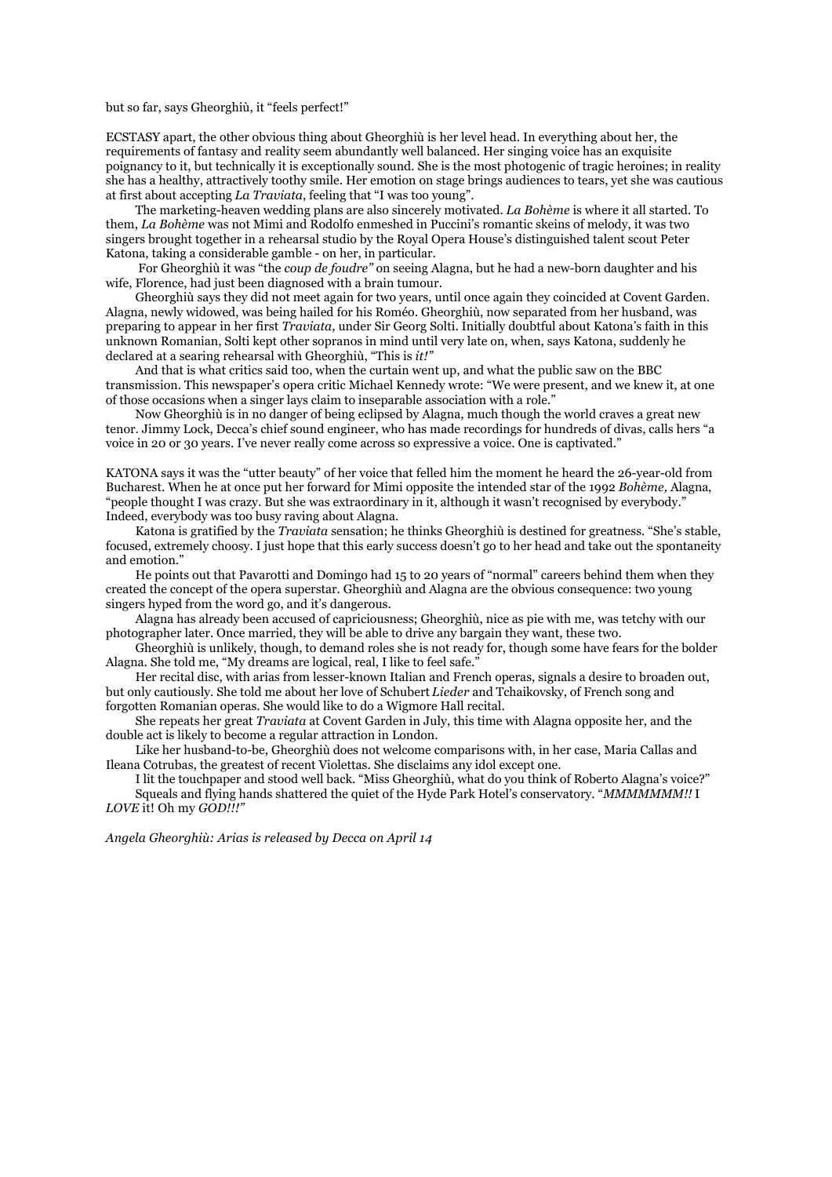but so far, says Gheorghiù, it "feels perfect!"

ECSTASY apart, the other obvious thing about Gheorghiù is her level head. In everything about her, the requirements of fantasy and reality seem abundantly well balanced. Her singing voice has an exquisite poignancy to it, but technically it is exceptionally sound. She is the most photogenic of tragic heroines; in reality she has a healthy, attractively toothy smile. Her emotion on stage brings audiences to tears, yet she was cautious at first about accepting *La Traviata*, feeling that "I was too young".

The marketing-heaven wedding plans are also sincerely motivated. *La Bohème* is where it all started. To them, *La Bohème* was not Mimi and Rodolfo enmeshed in Puccini's romantic skeins of melody, it was two singers brought together in a rehearsal studio by the Royal Opera House's distinguished talent scout Peter Katona, taking a considerable gamble - on her, in particular.

For Gheorghiù it was "the *coup de foudre"* on seeing Alagna, but he had a new-born daughter and his wife, Florence, had just been diagnosed with a brain tumour.

Gheorghiù says they did not meet again for two years, until once again they coincided at Covent Garden. Alagna, newly widowed, was being hailed for his Roméo. Gheorghiù, now separated from her husband, was preparing to appear in her first *Traviata*, under Sir Georg Solti. Initially doubtful about Katona's faith in this unknown Romanian, Solti kept other sopranos in mind until very late on, when, says Katona, suddenly he declared at a searing rehearsal with Gheorghiù, "This is *it!"*

And that is what critics said too, when the curtain went up, and what the public saw on the BBC transmission. This newspaper's opera critic Michael Kennedy wrote: "We were present, and we knew it, at one of those occasions when a singer lays claim to inseparable association with a role."

Now Gheorghiù is in no danger of being eclipsed by Alagna, much though the world craves a great new tenor. Jimmy Lock, Decca's chief sound engineer, who has made recordings for hundreds of divas, calls hers "a voice in 20 or 30 years. I've never really come across so expressive a voice. One is captivated."

KATONA says it was the "utter beauty" of her voice that felled him the moment he heard the 26-year-old from Bucharest. When he at once put her forward for Mimi opposite the intended star of the 1992 *Bohème,* Alagna, "people thought I was crazy. But she was extraordinary in it, although it wasn't recognised by everybody." Indeed, everybody was too busy raving about Alagna.

Katona is gratified by the *Traviata* sensation; he thinks Gheorghiù is destined for greatness. "She's stable, focused, extremely choosy. I just hope that this early success doesn't go to her head and take out the spontaneity and emotion."

He points out that Pavarotti and Domingo had 15 to 20 years of "normal" careers behind them when they created the concept of the opera superstar. Gheorghiù and Alagna are the obvious consequence: two young singers hyped from the word go, and it's dangerous.

Alagna has already been accused of capriciousness; Gheorghiù, nice as pie with me, was tetchy with our photographer later. Once married, they will be able to drive any bargain they want, these two.

Gheorghiù is unlikely, though, to demand roles she is not ready for, though some have fears for the bolder Alagna. She told me, "My dreams are logical, real, I like to feel safe."

Her recital disc, with arias from lesser-known Italian and French operas, signals a desire to broaden out, but only cautiously. She told me about her love of Schubert *Lieder* and Tchaikovsky, of French song and forgotten Romanian operas. She would like to do a Wigmore Hall recital.

She repeats her great *Traviata* at Covent Garden in July, this time with Alagna opposite her, and the double act is likely to become a regular attraction in London.

Like her husband-to-be, Gheorghiù does not welcome comparisons with, in her case, Maria Callas and Ileana Cotrubas, the greatest of recent Violettas. She disclaims any idol except one.

I lit the touchpaper and stood well back. "Miss Gheorghiù, what do you think of Roberto Alagna's voice?"

Squeals and flying hands shattered the quiet of the Hyde Park Hotel's conservatory. "*MMMMMMM!!* I *LOVE* it! Oh my *GOD!!!"*

*Angela Gheorghiù: Arias is released by Decca on April 14*